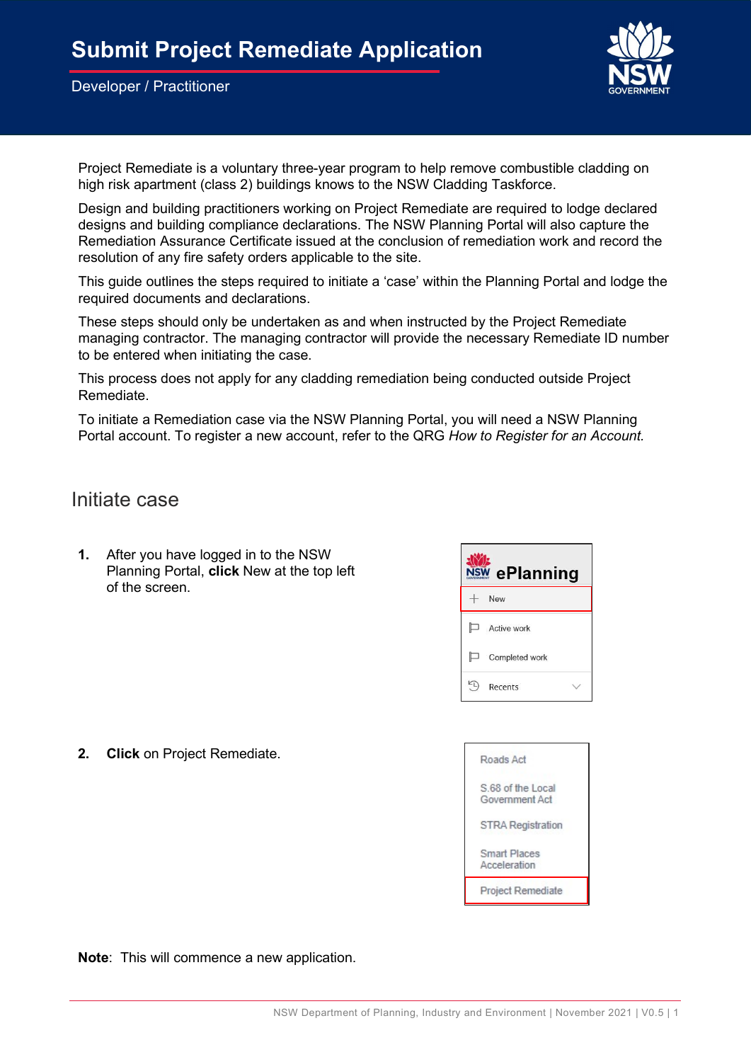# Submit Project Remediate Application

Developer / Practitioner

Project Remediate is a voluntary three-year program to help remove combustible cladding on high risk apartment (class 2) buildings knows to the NSW Cladding Taskforce.

Design and building practitioners working on Project Remediate are required to lodge declared designs and building compliance declarations. The NSW Planning Portal will also capture the Remediation Assurance Certificate issued at the conclusion of remediation work and record the resolution of any fire safety orders applicable to the site.

This guide outlines the steps required to initiate a 'case' within the Planning Portal and lodge the required documents and declarations.

These steps should only be undertaken as and when instructed by the Project Remediate managing contractor. The managing contractor will provide the necessary Remediate ID number to be entered when initiating the case.

This process does not apply for any cladding remediation being conducted outside Project Remediate.

To initiate a Remediation case via the NSW Planning Portal, you will need a NSW Planning Portal account. To register a new account, refer to the QRG *How to Register for an Account.*

## Initiate case

1. After you have logged in to the NSW Planning Portal, **click** New at the top left of the screen.

2. **Click** on Project Remediate.

**Note**: This will commence a new application.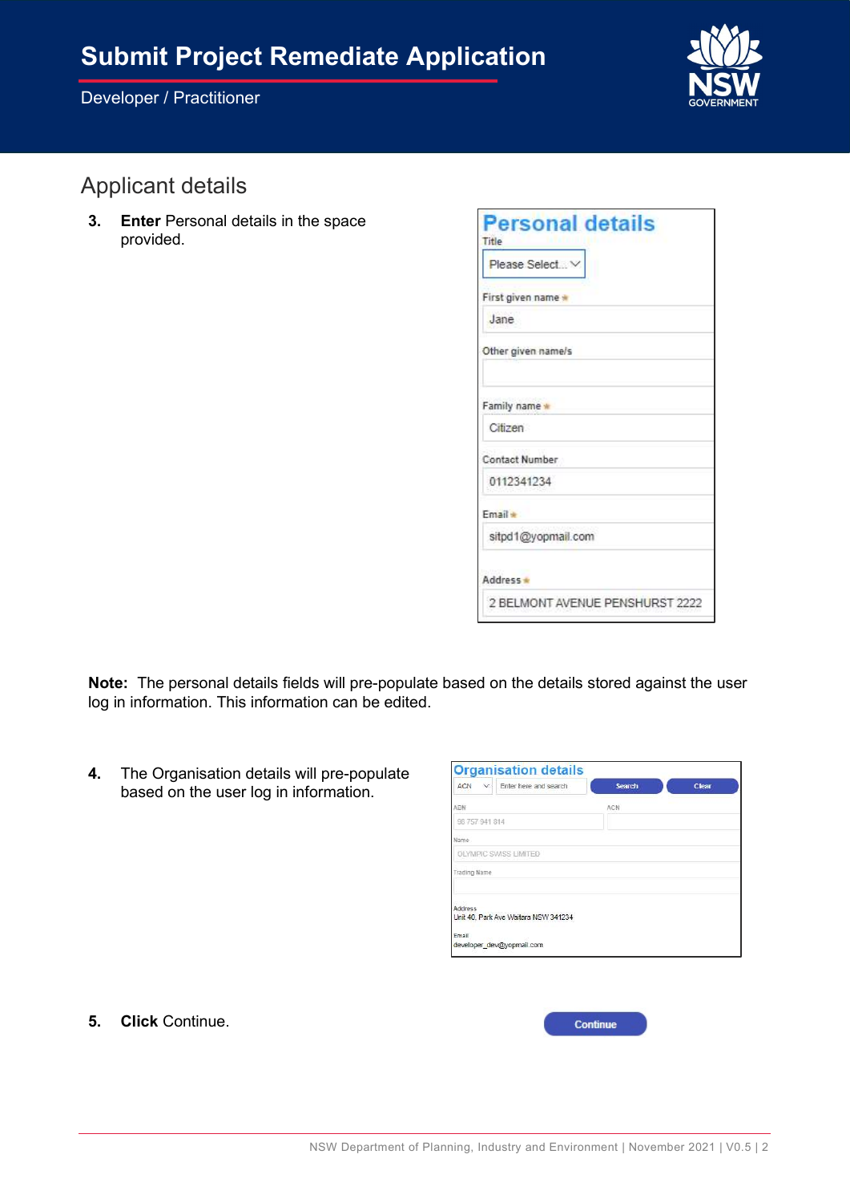# Submit Project Remediate Application

Developer / Practitioner

## Applicant details

3. **Enter** Personal details in the space provided.

**Personal details**

Title
Please Select...

First given name *
Jane

Other given name/s

Family name *
Citizen

Contact Number
0112341234

Email *
sitpd1@yopmail.com

Address *
2 BELMONT AVENUE PENSHURST 2222

**Note:** The personal details fields will pre-populate based on the details stored against the user log in information. This information can be edited.

4. The Organisation details will pre-populate based on the user log in information.

**Organisation details**

ACN | Enter here and search | Search | Clear

ABN
98 757 941 814

ACN

Name
OLYMPIC SWISS LIMITED

Trading Name

Address
Unit 40, Park Ave Waitara NSW 341234

Email
developer_dev@yopmail.com

5. **Click** Continue.

Continue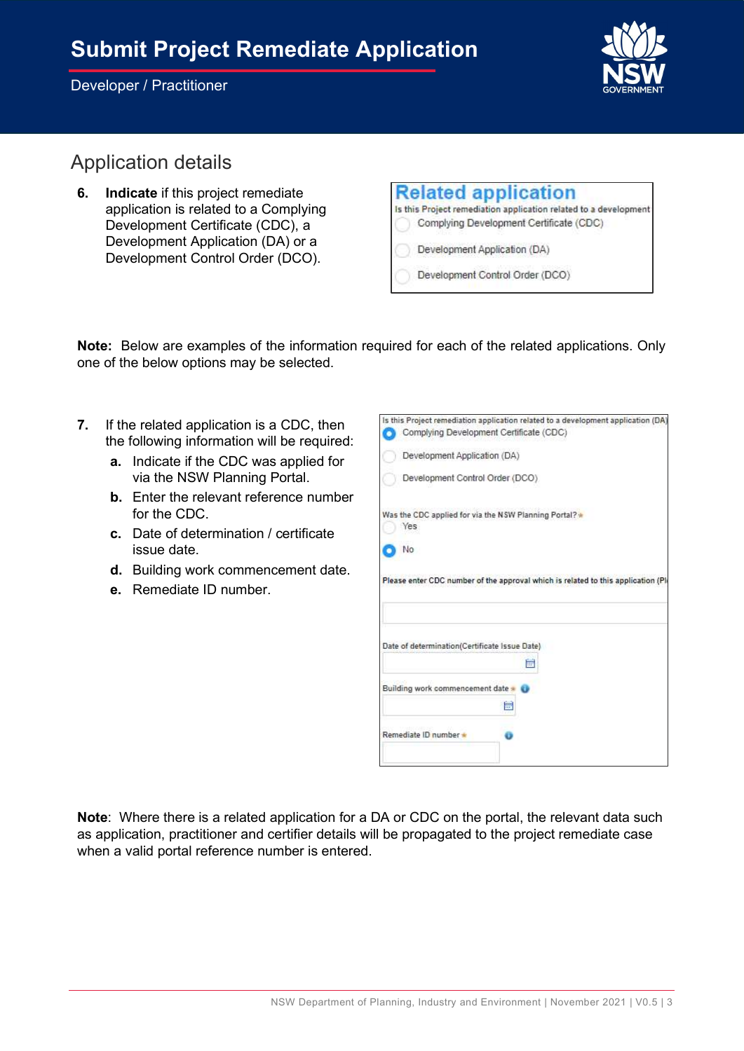## Application details

6. **Indicate** if this project remediate application is related to a Complying Development Certificate (CDC), a Development Application (DA) or a Development Control Order (DCO).

**Note:** Below are examples of the information required for each of the related applications. Only one of the below options may be selected.

7. If the related application is a CDC, then the following information will be required:
   - **a.** Indicate if the CDC was applied for via the NSW Planning Portal.
   - **b.** Enter the relevant reference number for the CDC.
   - **c.** Date of determination / certificate issue date.
   - **d.** Building work commencement date.
   - **e.** Remediate ID number.

**Note**: Where there is a related application for a DA or CDC on the portal, the relevant data such as application, practitioner and certifier details will be propagated to the project remediate case when a valid portal reference number is entered.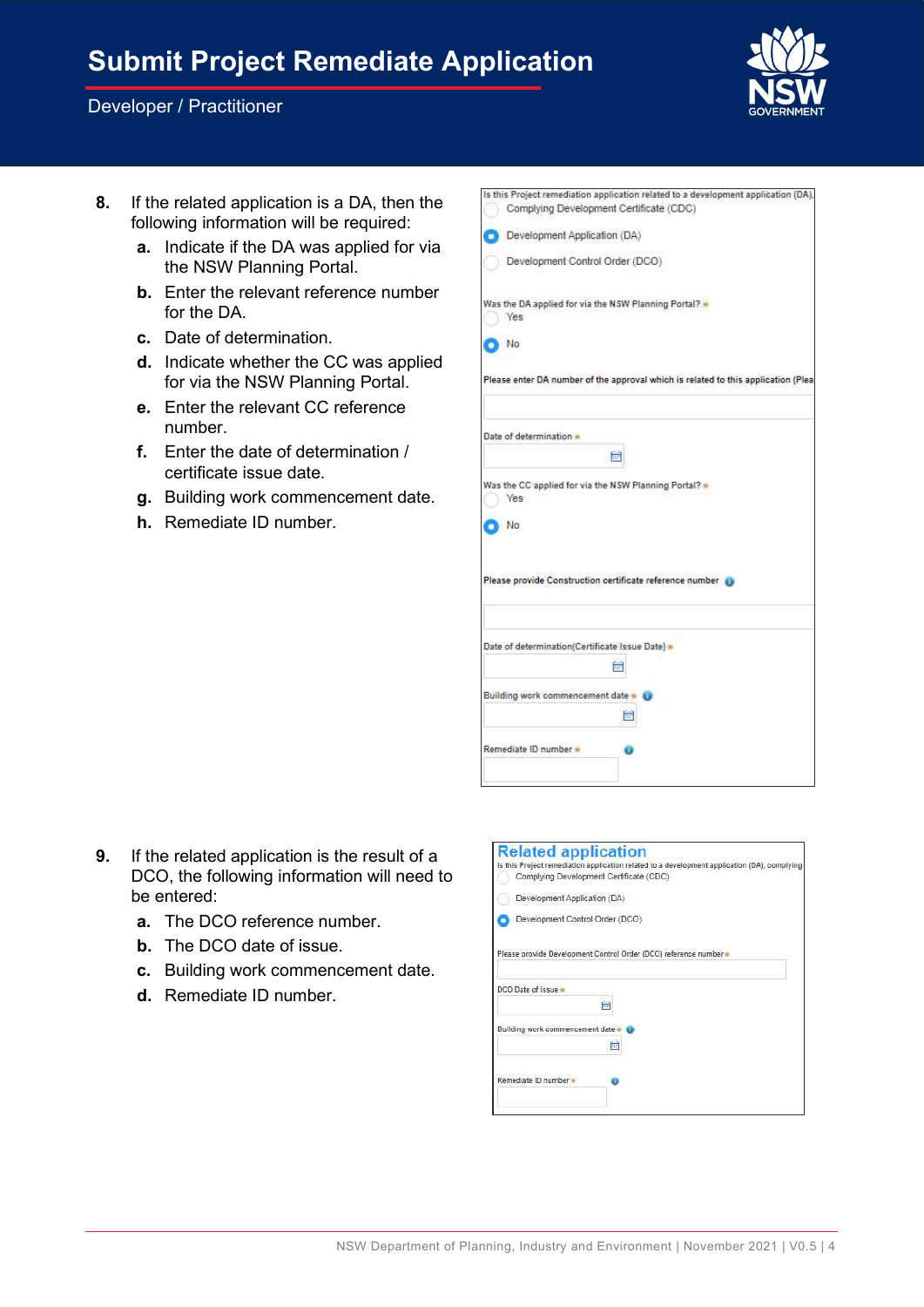8. If the related application is a DA, then the following information will be required:
   a. Indicate if the DA was applied for via the NSW Planning Portal.
   b. Enter the relevant reference number for the DA.
   c. Date of determination.
   d. Indicate whether the CC was applied for via the NSW Planning Portal.
   e. Enter the relevant CC reference number.
   f. Enter the date of determination / certificate issue date.
   g. Building work commencement date.
   h. Remediate ID number.

9. If the related application is the result of a DCO, the following information will need to be entered:
   a. The DCO reference number.
   b. The DCO date of issue.
   c. Building work commencement date.
   d. Remediate ID number.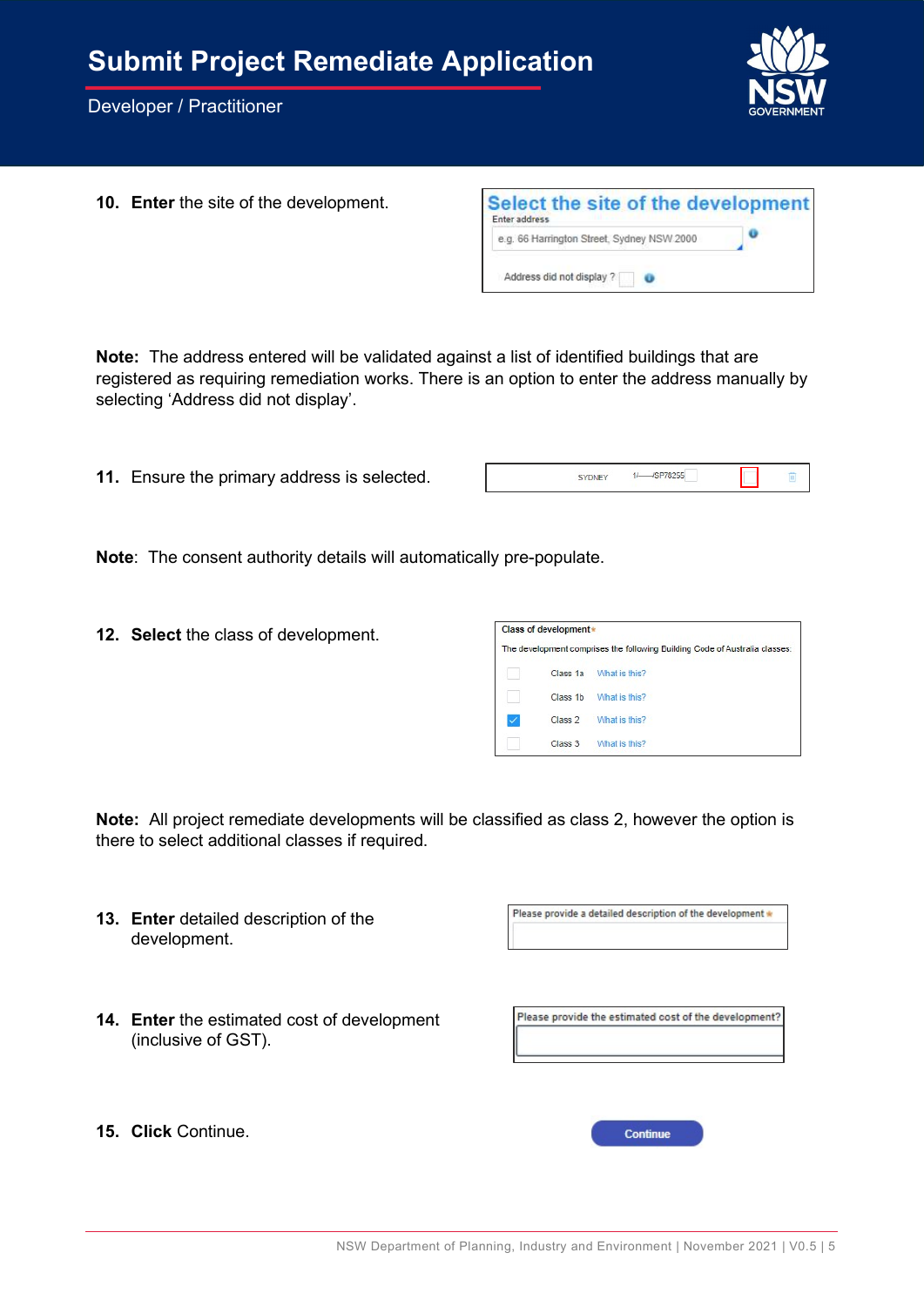10. **Enter** the site of the development.

**Note:** The address entered will be validated against a list of identified buildings that are registered as requiring remediation works. There is an option to enter the address manually by selecting 'Address did not display'.

11. Ensure the primary address is selected.

**Note**: The consent authority details will automatically pre-populate.

12. **Select** the class of development.

**Note:** All project remediate developments will be classified as class 2, however the option is there to select additional classes if required.

13. **Enter** detailed description of the development.

14. **Enter** the estimated cost of development (inclusive of GST).

15. **Click** Continue.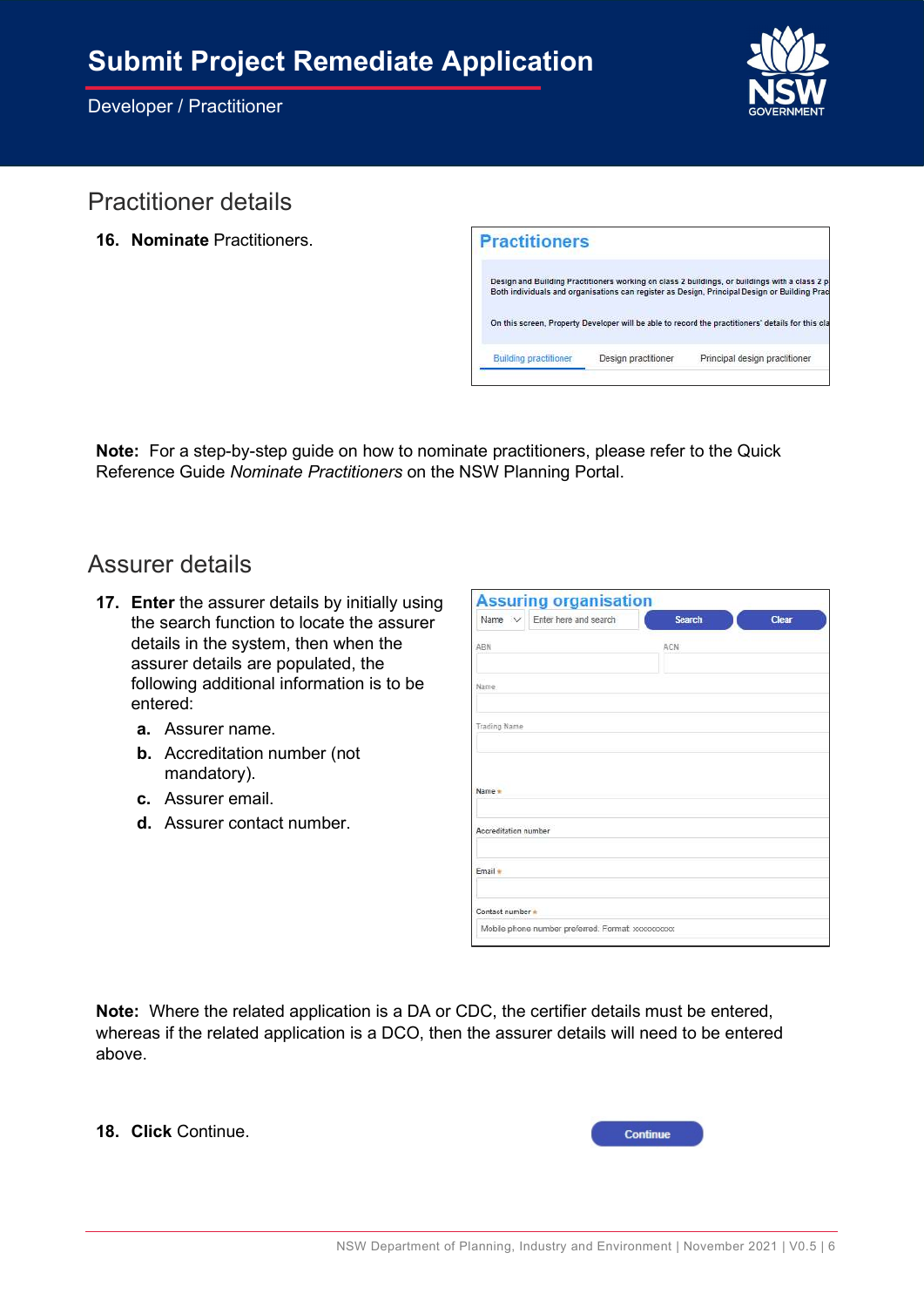# Submit Project Remediate Application

Developer / Practitioner

## Practitioner details

16. **Nominate** Practitioners.

**Note:** For a step-by-step guide on how to nominate practitioners, please refer to the Quick Reference Guide *Nominate Practitioners* on the NSW Planning Portal.

## Assurer details

17. **Enter** the assurer details by initially using the search function to locate the assurer details in the system, then when the assurer details are populated, the following additional information is to be entered:
    a. Assurer name.
    b. Accreditation number (not mandatory).
    c. Assurer email.
    d. Assurer contact number.

**Note:** Where the related application is a DA or CDC, the certifier details must be entered, whereas if the related application is a DCO, then the assurer details will need to be entered above.

18. **Click** Continue.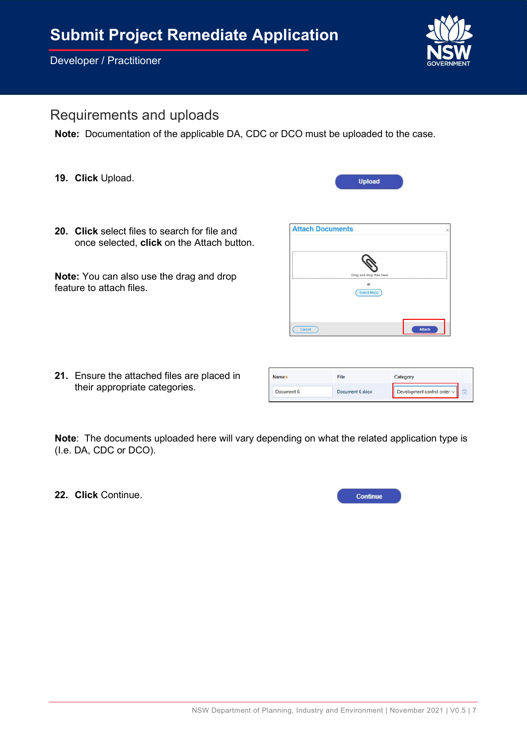## Requirements and uploads

**Note:** Documentation of the applicable DA, CDC or DCO must be uploaded to the case.

**19. Click** Upload.

**20. Click** select files to search for file and once selected, **click** on the Attach button.

**Note:** You can also use the drag and drop feature to attach files.

**21.** Ensure the attached files are placed in their appropriate categories.

**Note**: The documents uploaded here will vary depending on what the related application type is (I.e. DA, CDC or DCO).

**22. Click** Continue.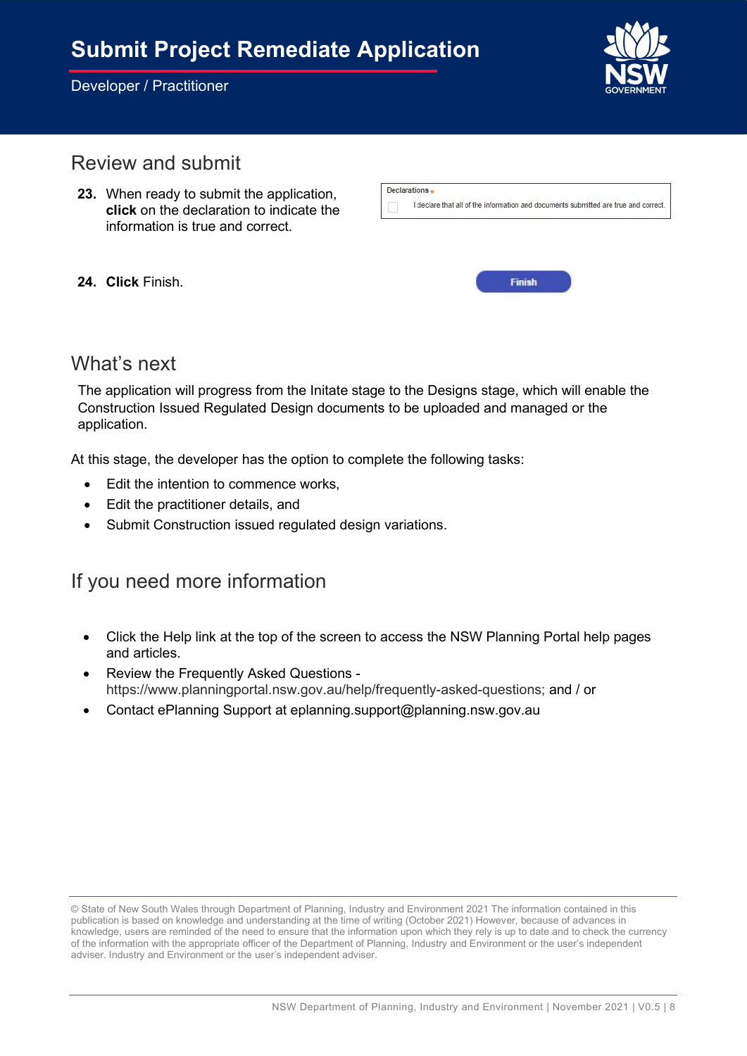# Submit Project Remediate Application

Developer / Practitioner

## Review and submit

23. When ready to submit the application, **click** on the declaration to indicate the information is true and correct.

Declarations *

I declare that all of the information and documents submitted are true and correct.

24. **Click** Finish.

Finish

## What's next

The application will progress from the Initate stage to the Designs stage, which will enable the Construction Issued Regulated Design documents to be uploaded and managed or the application.

At this stage, the developer has the option to complete the following tasks:

- Edit the intention to commence works,
- Edit the practitioner details, and
- Submit Construction issued regulated design variations.

## If you need more information

- Click the Help link at the top of the screen to access the NSW Planning Portal help pages and articles.
- Review the Frequently Asked Questions - https://www.planningportal.nsw.gov.au/help/frequently-asked-questions; and / or
- Contact ePlanning Support at eplanning.support@planning.nsw.gov.au

© State of New South Wales through Department of Planning, Industry and Environment 2021 The information contained in this publication is based on knowledge and understanding at the time of writing (October 2021) However, because of advances in knowledge, users are reminded of the need to ensure that the information upon which they rely is up to date and to check the currency of the information with the appropriate officer of the Department of Planning, Industry and Environment or the user's independent adviser. Industry and Environment or the user's independent adviser.